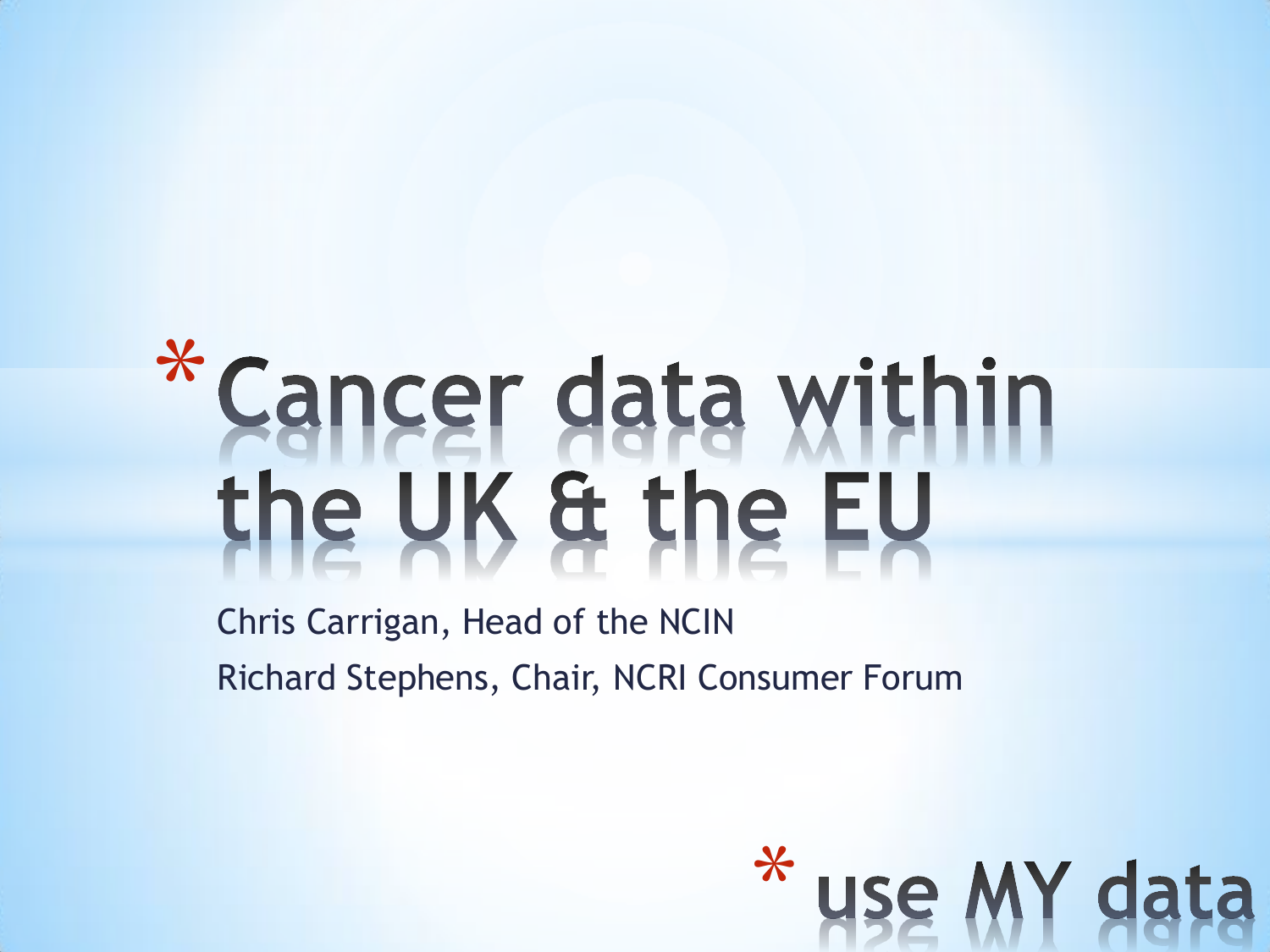# * Cancer data within the UK & the EU

Chris Carrigan, Head of the NCIN

Richard Stephens, Chair, NCRI Consumer Forum

## * use MY data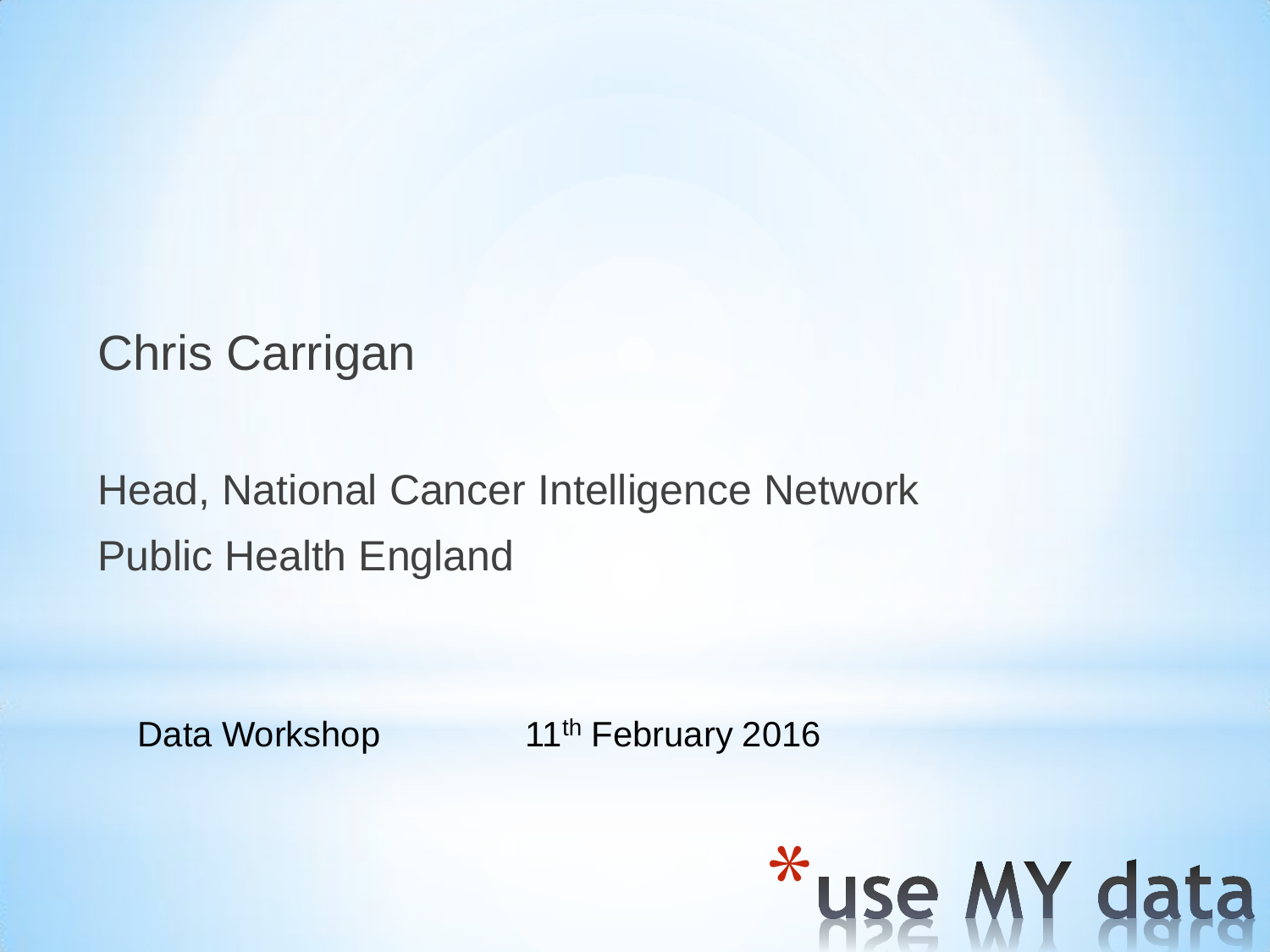Chris Carrigan

Head, National Cancer Intelligence Network

Public Health England

Data Workshop 11th February 2016

*use MY data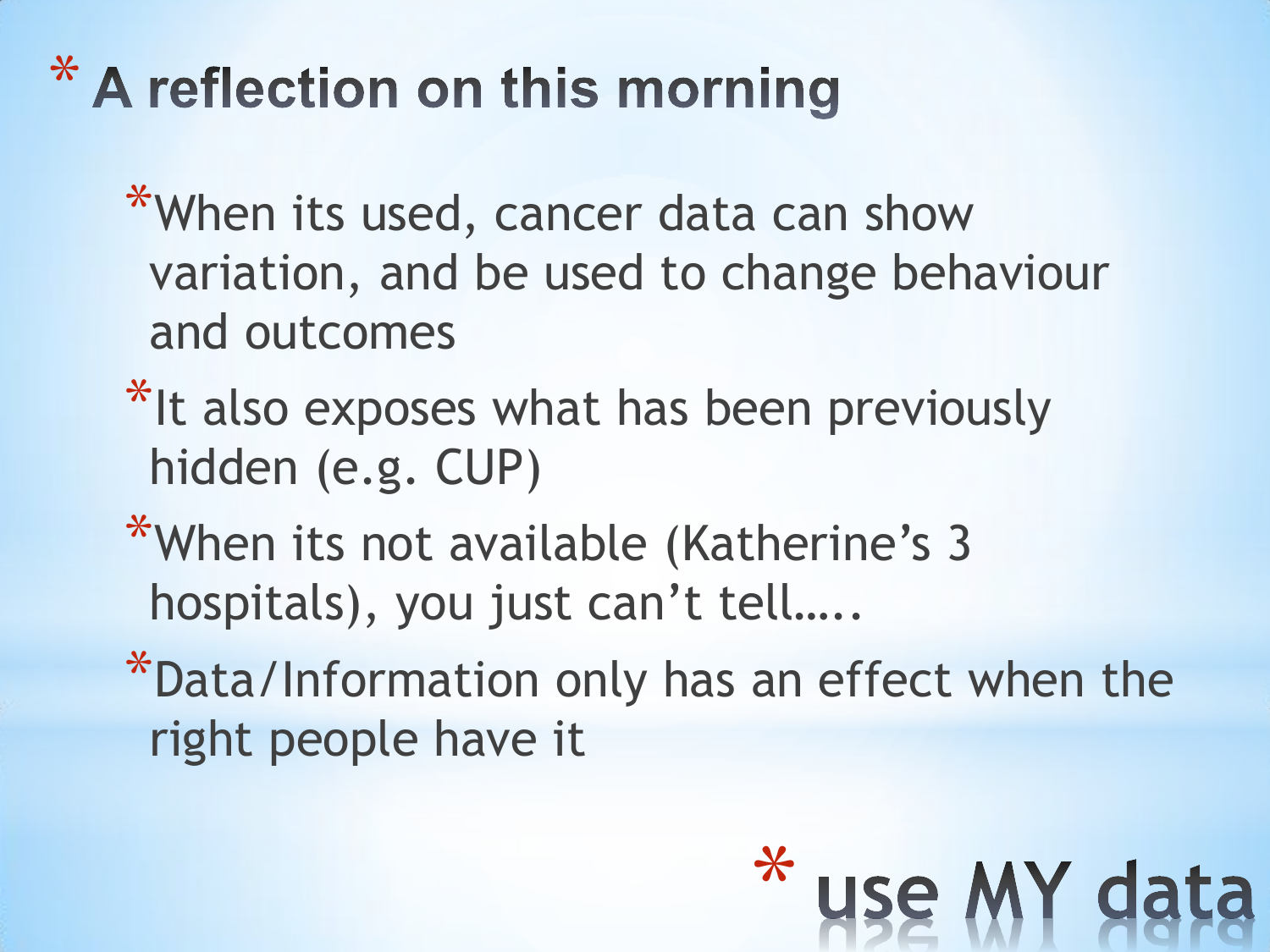# A reflection on this morning

- When its used, cancer data can show variation, and be used to change behaviour and outcomes
- It also exposes what has been previously hidden (e.g. CUP)
- When its not available (Katherine's 3 hospitals), you just can't tell…..
- Data/Information only has an effect when the right people have it

use MY data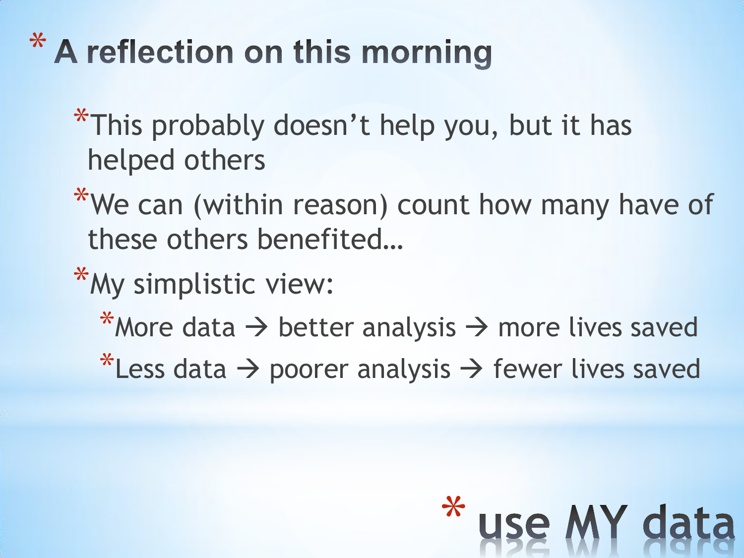# A reflection on this morning

- This probably doesn't help you, but it has helped others
- We can (within reason) count how many have of these others benefited…
- My simplistic view:
  - More data → better analysis → more lives saved
  - Less data → poorer analysis → fewer lives saved

## use MY data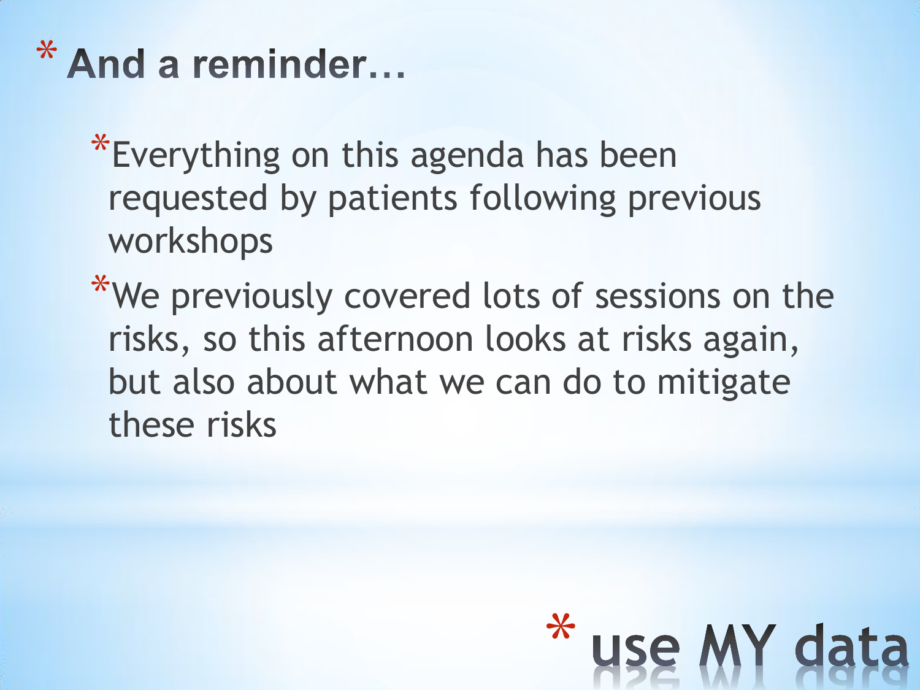# And a reminder…

- Everything on this agenda has been requested by patients following previous workshops
- We previously covered lots of sessions on the risks, so this afternoon looks at risks again, but also about what we can do to mitigate these risks

use MY data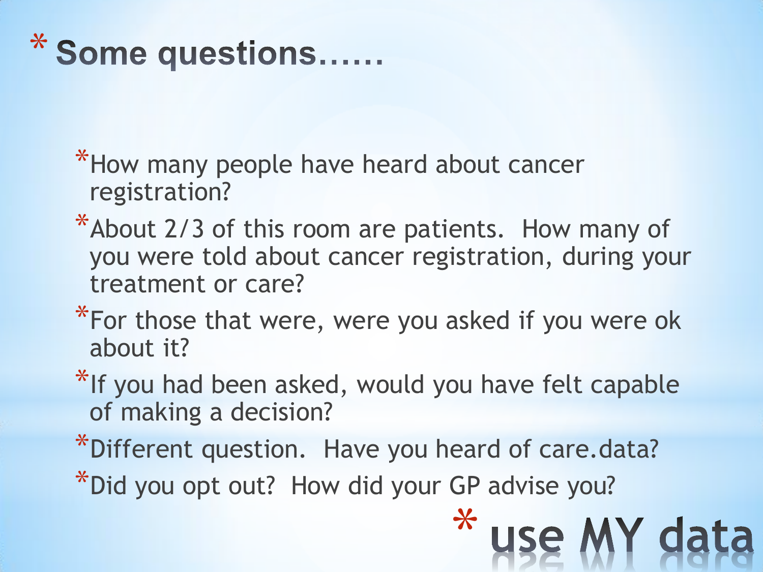# Some questions……

- How many people have heard about cancer registration?
- About 2/3 of this room are patients. How many of you were told about cancer registration, during your treatment or care?
- For those that were, were you asked if you were ok about it?
- If you had been asked, would you have felt capable of making a decision?
- Different question. Have you heard of care.data?
- Did you opt out? How did your GP advise you?

use MY data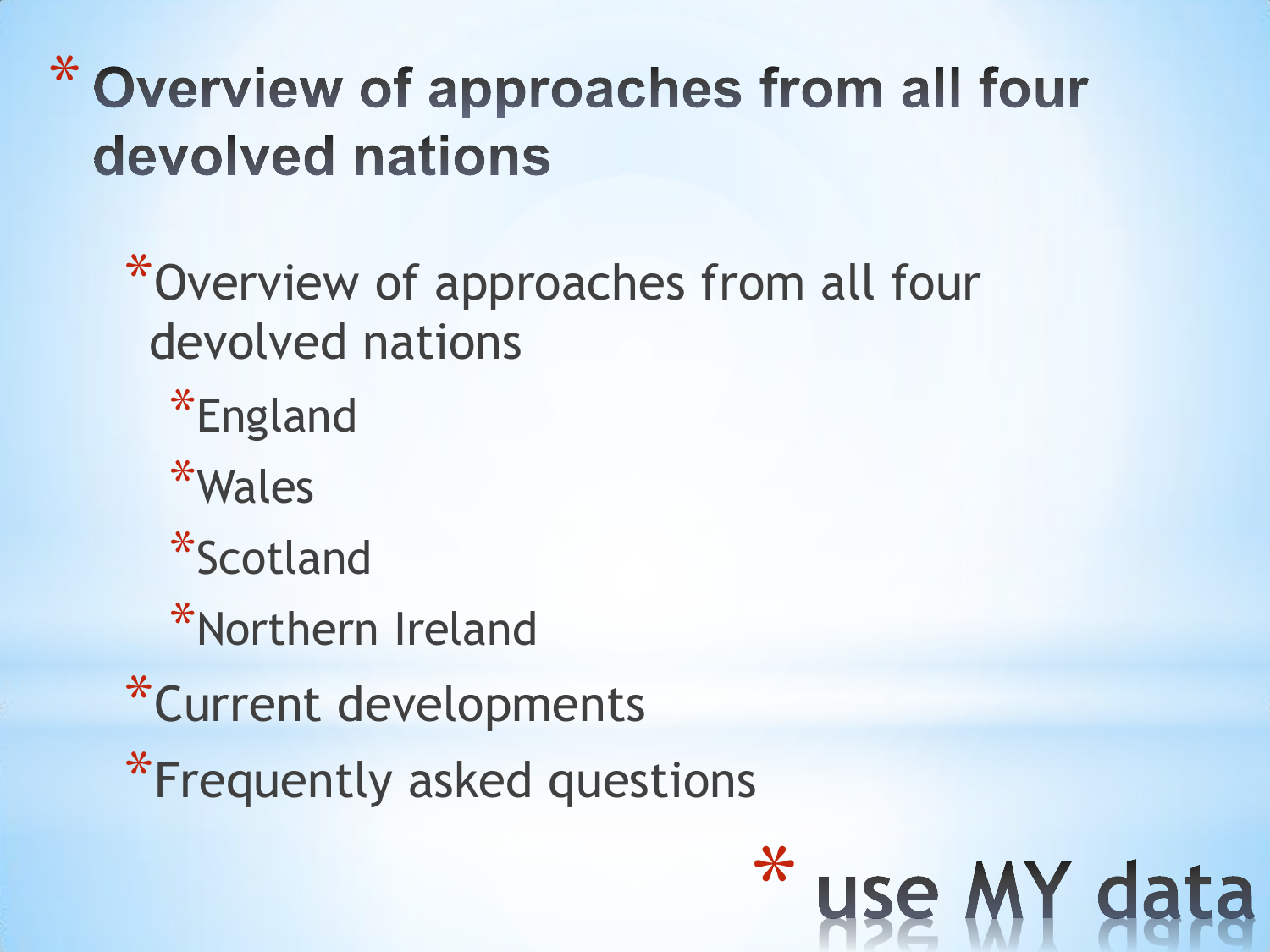# Overview of approaches from all four devolved nations

- Overview of approaches from all four devolved nations
  - England
  - Wales
  - Scotland
  - Northern Ireland
- Current developments
- Frequently asked questions

use MY data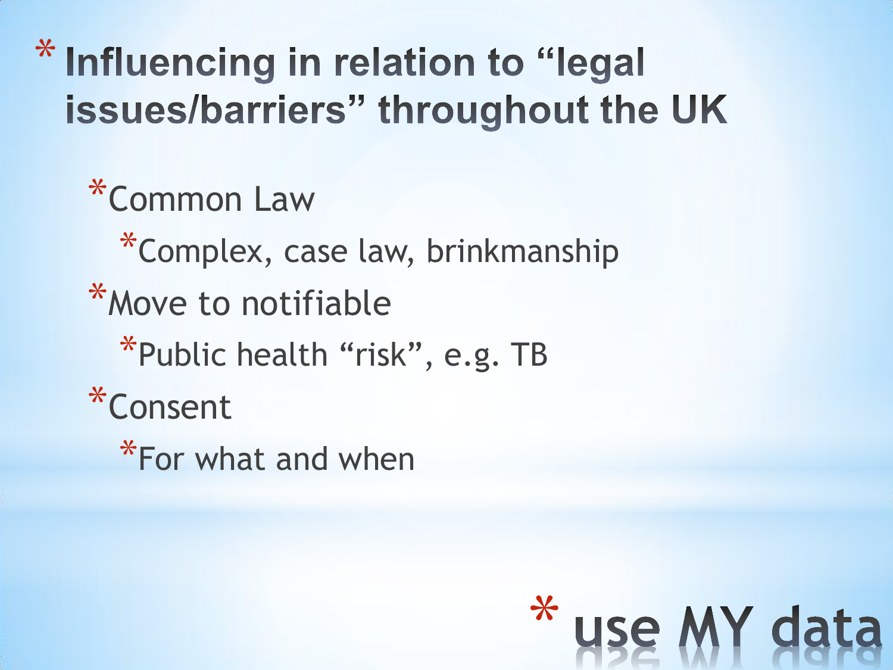# Influencing in relation to “legal issues/barriers” throughout the UK

- Common Law
  - Complex, case law, brinkmanship
- Move to notifiable
  - Public health “risk”, e.g. TB
- Consent
  - For what and when

use MY data